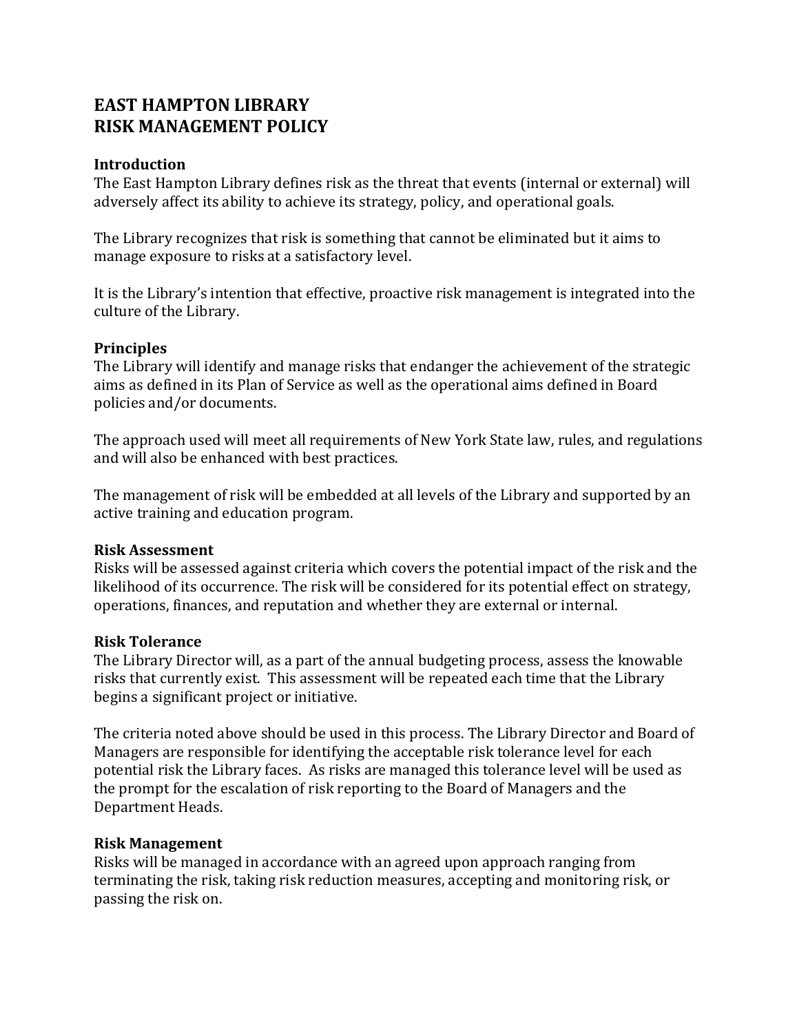# EAST HAMPTON LIBRARY
# RISK MANAGEMENT POLICY

### Introduction

The East Hampton Library defines risk as the threat that events (internal or external) will adversely affect its ability to achieve its strategy, policy, and operational goals.

The Library recognizes that risk is something that cannot be eliminated but it aims to manage exposure to risks at a satisfactory level.

It is the Library's intention that effective, proactive risk management is integrated into the culture of the Library.

### Principles

The Library will identify and manage risks that endanger the achievement of the strategic aims as defined in its Plan of Service as well as the operational aims defined in Board policies and/or documents.

The approach used will meet all requirements of New York State law, rules, and regulations and will also be enhanced with best practices.

The management of risk will be embedded at all levels of the Library and supported by an active training and education program.

### Risk Assessment

Risks will be assessed against criteria which covers the potential impact of the risk and the likelihood of its occurrence. The risk will be considered for its potential effect on strategy, operations, finances, and reputation and whether they are external or internal.

### Risk Tolerance

The Library Director will, as a part of the annual budgeting process, assess the knowable risks that currently exist. This assessment will be repeated each time that the Library begins a significant project or initiative.

The criteria noted above should be used in this process. The Library Director and Board of Managers are responsible for identifying the acceptable risk tolerance level for each potential risk the Library faces. As risks are managed this tolerance level will be used as the prompt for the escalation of risk reporting to the Board of Managers and the Department Heads.

### Risk Management

Risks will be managed in accordance with an agreed upon approach ranging from terminating the risk, taking risk reduction measures, accepting and monitoring risk, or passing the risk on.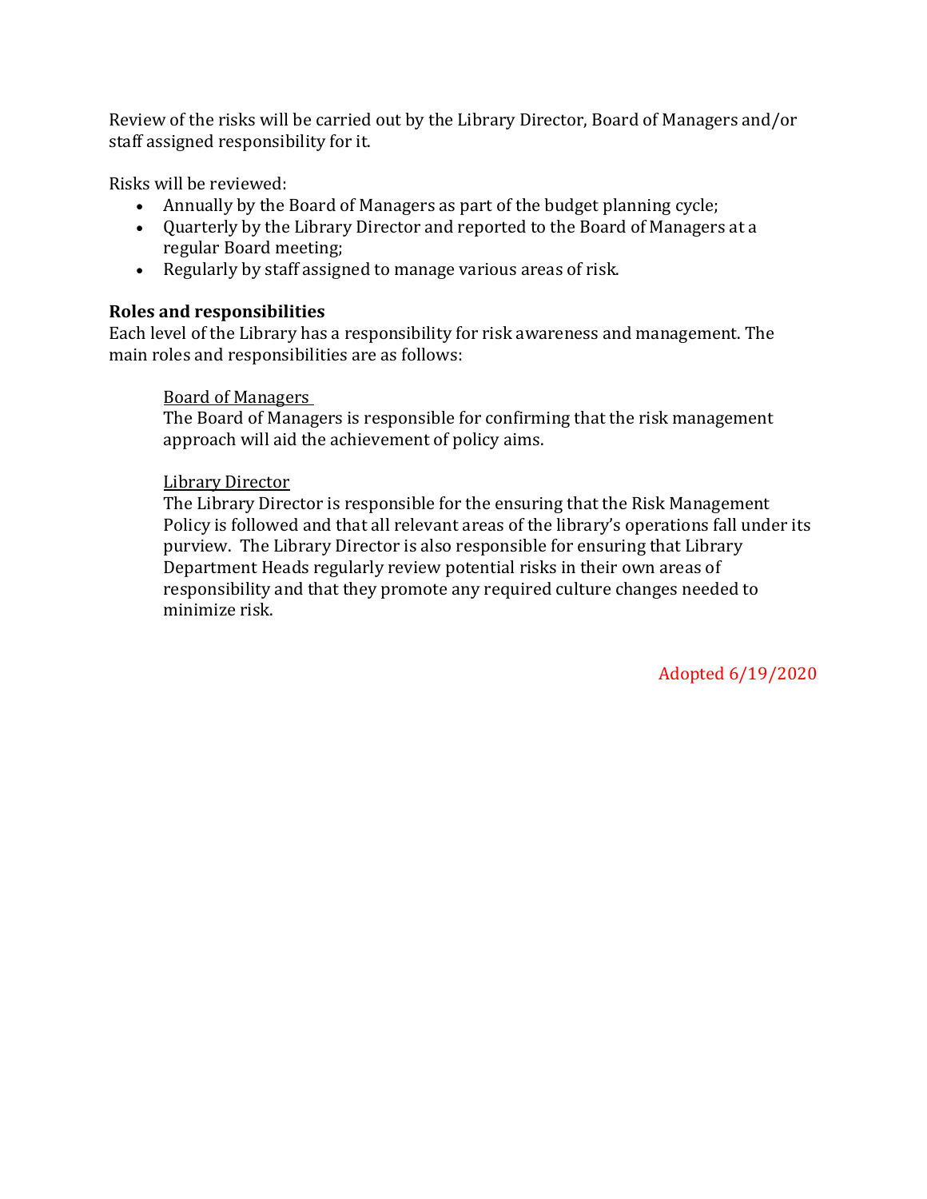Review of the risks will be carried out by the Library Director, Board of Managers and/or staff assigned responsibility for it.

Risks will be reviewed:

- Annually by the Board of Managers as part of the budget planning cycle;
- Quarterly by the Library Director and reported to the Board of Managers at a regular Board meeting;
- Regularly by staff assigned to manage various areas of risk.

**Roles and responsibilities**

Each level of the Library has a responsibility for risk awareness and management. The main roles and responsibilities are as follows:

Board of Managers

The Board of Managers is responsible for confirming that the risk management approach will aid the achievement of policy aims.

Library Director

The Library Director is responsible for the ensuring that the Risk Management Policy is followed and that all relevant areas of the library's operations fall under its purview. The Library Director is also responsible for ensuring that Library Department Heads regularly review potential risks in their own areas of responsibility and that they promote any required culture changes needed to minimize risk.

Adopted 6/19/2020